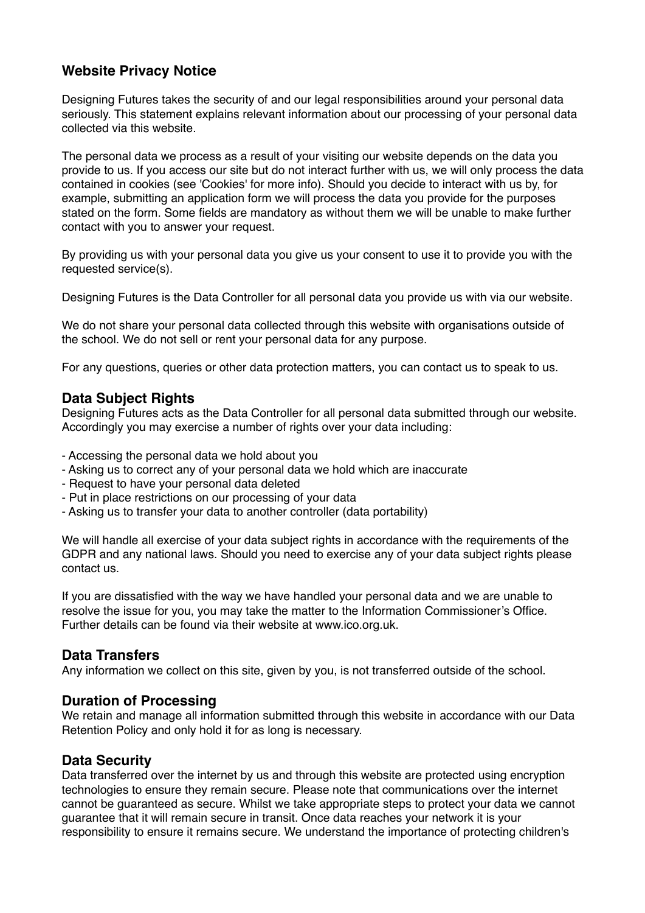## Website Privacy Notice

Designing Futures takes the security of and our legal responsibilities around your personal data seriously. This statement explains relevant information about our processing of your personal data collected via this website.

The personal data we process as a result of your visiting our website depends on the data you provide to us. If you access our site but do not interact further with us, we will only process the data contained in cookies (see 'Cookies' for more info). Should you decide to interact with us by, for example, submitting an application form we will process the data you provide for the purposes stated on the form. Some fields are mandatory as without them we will be unable to make further contact with you to answer your request.

By providing us with your personal data you give us your consent to use it to provide you with the requested service(s).

Designing Futures is the Data Controller for all personal data you provide us with via our website.

We do not share your personal data collected through this website with organisations outside of the school. We do not sell or rent your personal data for any purpose.

For any questions, queries or other data protection matters, you can contact us to speak to us.

### Data Subject Rights

Designing Futures acts as the Data Controller for all personal data submitted through our website. Accordingly you may exercise a number of rights over your data including:

- Accessing the personal data we hold about you
- Asking us to correct any of your personal data we hold which are inaccurate
- Request to have your personal data deleted
- Put in place restrictions on our processing of your data
- Asking us to transfer your data to another controller (data portability)

We will handle all exercise of your data subject rights in accordance with the requirements of the GDPR and any national laws. Should you need to exercise any of your data subject rights please contact us.

If you are dissatisfied with the way we have handled your personal data and we are unable to resolve the issue for you, you may take the matter to the Information Commissioner's Office. Further details can be found via their website at www.ico.org.uk.

### Data Transfers

Any information we collect on this site, given by you, is not transferred outside of the school.

### Duration of Processing

We retain and manage all information submitted through this website in accordance with our Data Retention Policy and only hold it for as long is necessary.

### Data Security

Data transferred over the internet by us and through this website are protected using encryption technologies to ensure they remain secure. Please note that communications over the internet cannot be guaranteed as secure. Whilst we take appropriate steps to protect your data we cannot guarantee that it will remain secure in transit. Once data reaches your network it is your responsibility to ensure it remains secure. We understand the importance of protecting children's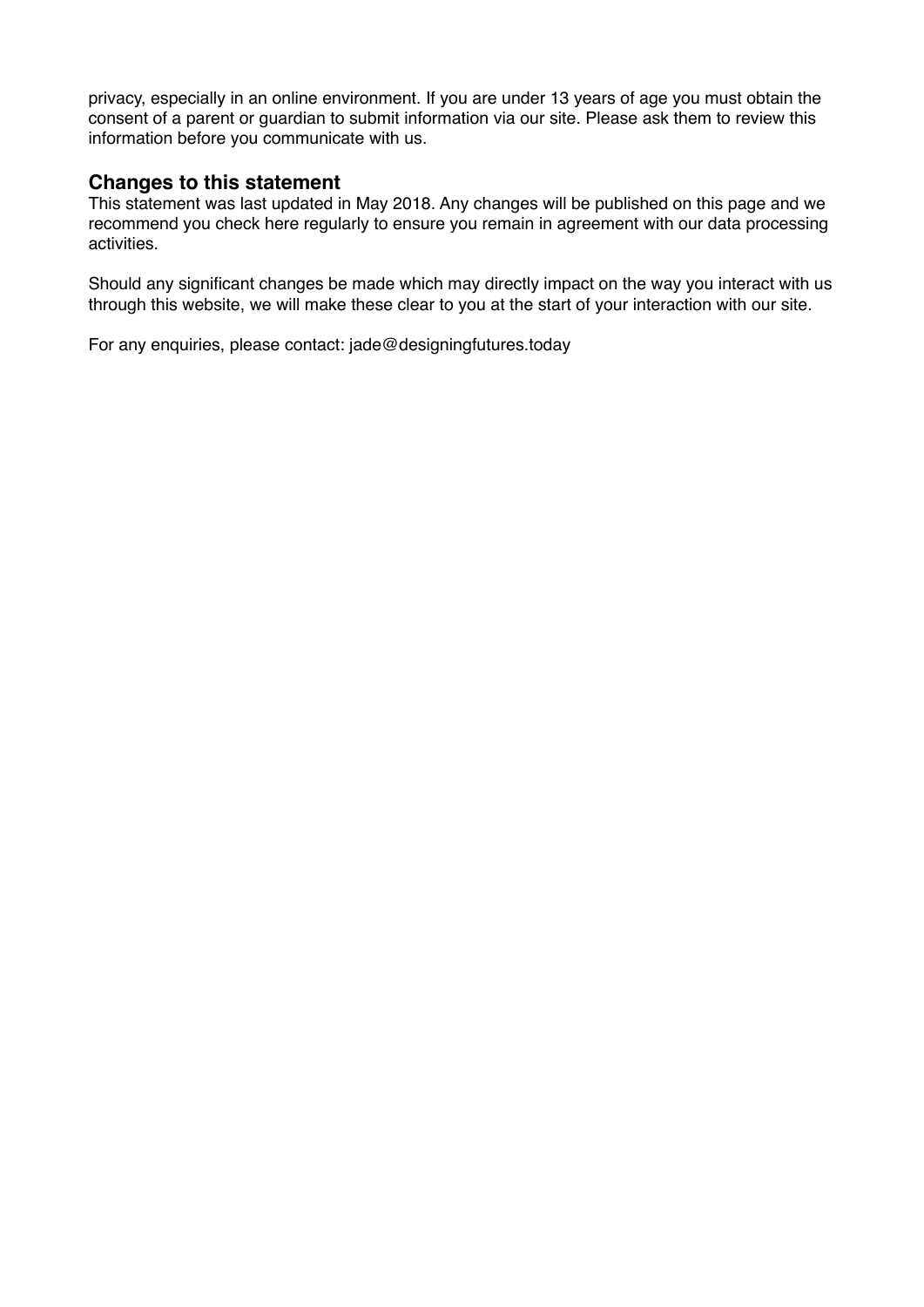privacy, especially in an online environment. If you are under 13 years of age you must obtain the consent of a parent or guardian to submit information via our site. Please ask them to review this information before you communicate with us.

## Changes to this statement

This statement was last updated in May 2018. Any changes will be published on this page and we recommend you check here regularly to ensure you remain in agreement with our data processing activities.

Should any significant changes be made which may directly impact on the way you interact with us through this website, we will make these clear to you at the start of your interaction with our site.

For any enquiries, please contact: jade@designingfutures.today